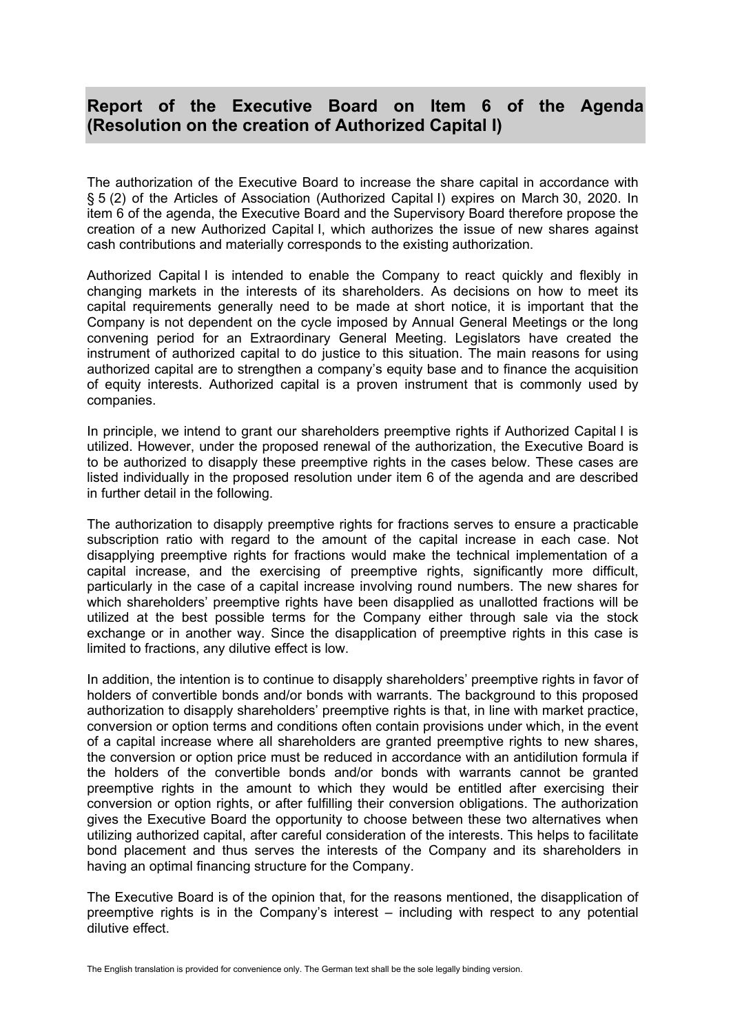## Report of the Executive Board on Item 6 of the Agenda (Resolution on the creation of Authorized Capital I)

The authorization of the Executive Board to increase the share capital in accordance with § 5 (2) of the Articles of Association (Authorized Capital I) expires on March 30, 2020. In item 6 of the agenda, the Executive Board and the Supervisory Board therefore propose the creation of a new Authorized Capital I, which authorizes the issue of new shares against cash contributions and materially corresponds to the existing authorization.

Authorized Capital I is intended to enable the Company to react quickly and flexibly in changing markets in the interests of its shareholders. As decisions on how to meet its capital requirements generally need to be made at short notice, it is important that the Company is not dependent on the cycle imposed by Annual General Meetings or the long convening period for an Extraordinary General Meeting. Legislators have created the instrument of authorized capital to do justice to this situation. The main reasons for using authorized capital are to strengthen a company's equity base and to finance the acquisition of equity interests. Authorized capital is a proven instrument that is commonly used by companies.

In principle, we intend to grant our shareholders preemptive rights if Authorized Capital I is utilized. However, under the proposed renewal of the authorization, the Executive Board is to be authorized to disapply these preemptive rights in the cases below. These cases are listed individually in the proposed resolution under item 6 of the agenda and are described in further detail in the following.

The authorization to disapply preemptive rights for fractions serves to ensure a practicable subscription ratio with regard to the amount of the capital increase in each case. Not disapplying preemptive rights for fractions would make the technical implementation of a capital increase, and the exercising of preemptive rights, significantly more difficult, particularly in the case of a capital increase involving round numbers. The new shares for which shareholders' preemptive rights have been disapplied as unallotted fractions will be utilized at the best possible terms for the Company either through sale via the stock exchange or in another way. Since the disapplication of preemptive rights in this case is limited to fractions, any dilutive effect is low.

In addition, the intention is to continue to disapply shareholders' preemptive rights in favor of holders of convertible bonds and/or bonds with warrants. The background to this proposed authorization to disapply shareholders' preemptive rights is that, in line with market practice, conversion or option terms and conditions often contain provisions under which, in the event of a capital increase where all shareholders are granted preemptive rights to new shares, the conversion or option price must be reduced in accordance with an antidilution formula if the holders of the convertible bonds and/or bonds with warrants cannot be granted preemptive rights in the amount to which they would be entitled after exercising their conversion or option rights, or after fulfilling their conversion obligations. The authorization gives the Executive Board the opportunity to choose between these two alternatives when utilizing authorized capital, after careful consideration of the interests. This helps to facilitate bond placement and thus serves the interests of the Company and its shareholders in having an optimal financing structure for the Company.

The Executive Board is of the opinion that, for the reasons mentioned, the disapplication of preemptive rights is in the Company's interest – including with respect to any potential dilutive effect.

The English translation is provided for convenience only. The German text shall be the sole legally binding version.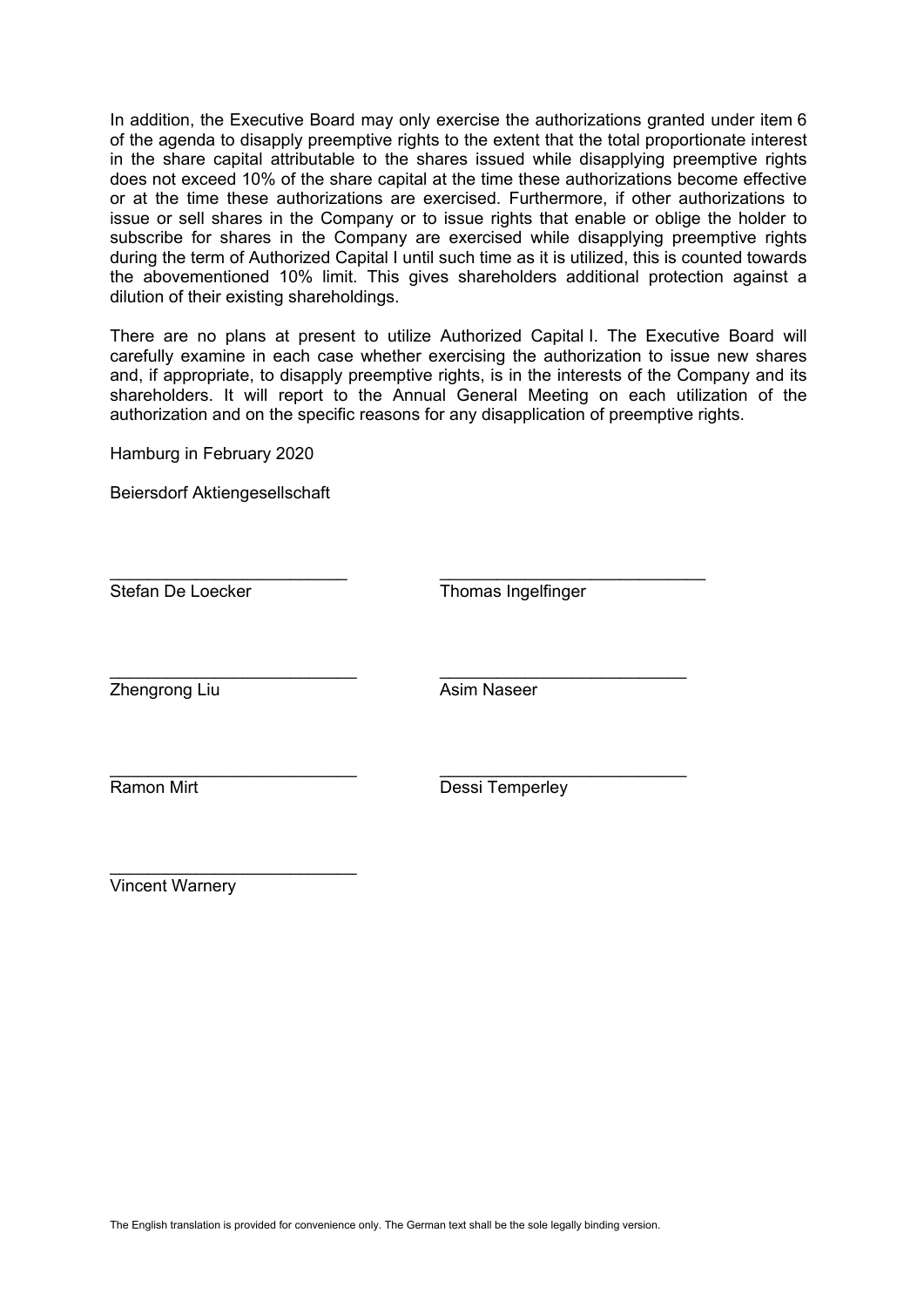In addition, the Executive Board may only exercise the authorizations granted under item 6 of the agenda to disapply preemptive rights to the extent that the total proportionate interest in the share capital attributable to the shares issued while disapplying preemptive rights does not exceed 10% of the share capital at the time these authorizations become effective or at the time these authorizations are exercised. Furthermore, if other authorizations to issue or sell shares in the Company or to issue rights that enable or oblige the holder to subscribe for shares in the Company are exercised while disapplying preemptive rights during the term of Authorized Capital I until such time as it is utilized, this is counted towards the abovementioned 10% limit. This gives shareholders additional protection against a dilution of their existing shareholdings.

There are no plans at present to utilize Authorized Capital I. The Executive Board will carefully examine in each case whether exercising the authorization to issue new shares and, if appropriate, to disapply preemptive rights, is in the interests of the Company and its shareholders. It will report to the Annual General Meeting on each utilization of the authorization and on the specific reasons for any disapplication of preemptive rights.

Hamburg in February 2020

Beiersdorf Aktiengesellschaft

| | |
|---|---|
| \_\_\_\_\_\_\_\_\_\_\_\_\_\_\_\_\_\_\_\_\_\_\_\_\_ Stefan De Loecker | \_\_\_\_\_\_\_\_\_\_\_\_\_\_\_\_\_\_\_\_\_\_\_\_\_ Thomas Ingelfinger |
| \_\_\_\_\_\_\_\_\_\_\_\_\_\_\_\_\_\_\_\_\_\_\_\_\_ Zhengrong Liu | \_\_\_\_\_\_\_\_\_\_\_\_\_\_\_\_\_\_\_\_\_\_\_\_\_ Asim Naseer |
| \_\_\_\_\_\_\_\_\_\_\_\_\_\_\_\_\_\_\_\_\_\_\_\_\_ Ramon Mirt | \_\_\_\_\_\_\_\_\_\_\_\_\_\_\_\_\_\_\_\_\_\_\_\_\_ Dessi Temperley |
| \_\_\_\_\_\_\_\_\_\_\_\_\_\_\_\_\_\_\_\_\_\_\_\_\_ Vincent Warnery | |

The English translation is provided for convenience only. The German text shall be the sole legally binding version.